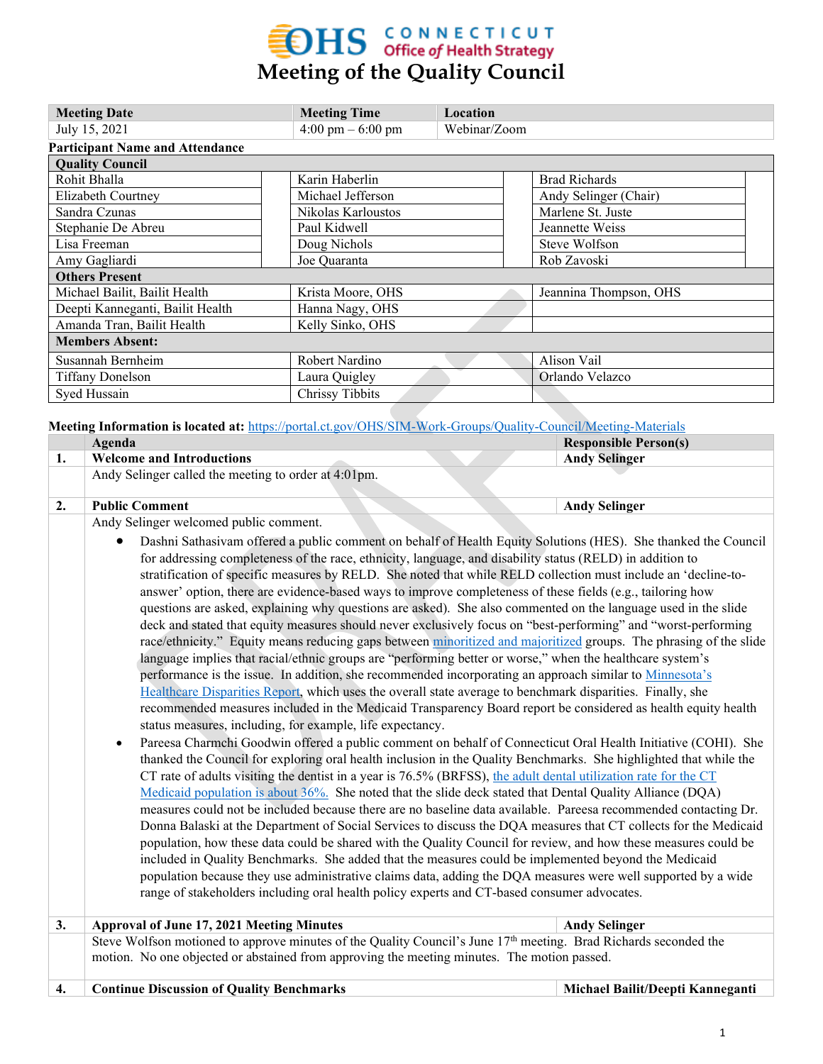# Meeting of the Quality Council

| Meeting Date | Meeting Time | Location |
| --- | --- | --- |
| July 15, 2021 | 4:00 pm – 6:00 pm | Webinar/Zoom |

**Participant Name and Attendance**

| Quality Council | | |
| --- | --- | --- |
| Rohit Bhalla | Karin Haberlin | Brad Richards |
| Elizabeth Courtney | Michael Jefferson | Andy Selinger (Chair) |
| Sandra Czunas | Nikolas Karloustos | Marlene St. Juste |
| Stephanie De Abreu | Paul Kidwell | Jeannette Weiss |
| Lisa Freeman | Doug Nichols | Steve Wolfson |
| Amy Gagliardi | Joe Quaranta | Rob Zavoski |
| **Others Present** | | |
| Michael Bailit, Bailit Health | Krista Moore, OHS | Jeannina Thompson, OHS |
| Deepti Kanneganti, Bailit Health | Hanna Nagy, OHS | |
| Amanda Tran, Bailit Health | Kelly Sinko, OHS | |
| **Members Absent:** | | |
| Susannah Bernheim | Robert Nardino | Alison Vail |
| Tiffany Donelson | Laura Quigley | Orlando Velazco |
| Syed Hussain | Chrissy Tibbits | |

**Meeting Information is located at:** https://portal.ct.gov/OHS/SIM-Work-Groups/Quality-Council/Meeting-Materials

| | Agenda | Responsible Person(s) |
| --- | --- | --- |
| **1.** | **Welcome and Introductions** | **Andy Selinger** |
| | Andy Selinger called the meeting to order at 4:01pm. | |
| **2.** | **Public Comment** | **Andy Selinger** |

Andy Selinger welcomed public comment.

- Dashni Sathasivam offered a public comment on behalf of Health Equity Solutions (HES). She thanked the Council for addressing completeness of the race, ethnicity, language, and disability status (RELD) in addition to stratification of specific measures by RELD. She noted that while RELD collection must include an 'decline-to-answer' option, there are evidence-based ways to improve completeness of these fields (e.g., tailoring how questions are asked, explaining why questions are asked). She also commented on the language used in the slide deck and stated that equity measures should never exclusively focus on "best-performing" and "worst-performing race/ethnicity." Equity means reducing gaps between minoritized and majoritized groups. The phrasing of the slide language implies that racial/ethnic groups are "performing better or worse," when the healthcare system's performance is the issue. In addition, she recommended incorporating an approach similar to Minnesota's Healthcare Disparities Report, which uses the overall state average to benchmark disparities. Finally, she recommended measures included in the Medicaid Transparency Board report be considered as health equity health status measures, including, for example, life expectancy.
- Pareesa Charmchi Goodwin offered a public comment on behalf of Connecticut Oral Health Initiative (COHI). She thanked the Council for exploring oral health inclusion in the Quality Benchmarks. She highlighted that while the CT rate of adults visiting the dentist in a year is 76.5% (BRFSS), the adult dental utilization rate for the CT Medicaid population is about 36%. She noted that the slide deck stated that Dental Quality Alliance (DQA) measures could not be included because there are no baseline data available. Pareesa recommended contacting Dr. Donna Balaski at the Department of Social Services to discuss the DQA measures that CT collects for the Medicaid population, how these data could be shared with the Quality Council for review, and how these measures could be included in Quality Benchmarks. She added that the measures could be implemented beyond the Medicaid population because they use administrative claims data, adding the DQA measures were well supported by a wide range of stakeholders including oral health policy experts and CT-based consumer advocates.

| | | |
| --- | --- | --- |
| **3.** | **Approval of June 17, 2021 Meeting Minutes** | **Andy Selinger** |
| | Steve Wolfson motioned to approve minutes of the Quality Council's June 17th meeting. Brad Richards seconded the motion. No one objected or abstained from approving the meeting minutes. The motion passed. | |
| **4.** | **Continue Discussion of Quality Benchmarks** | **Michael Bailit/Deepti Kanneganti** |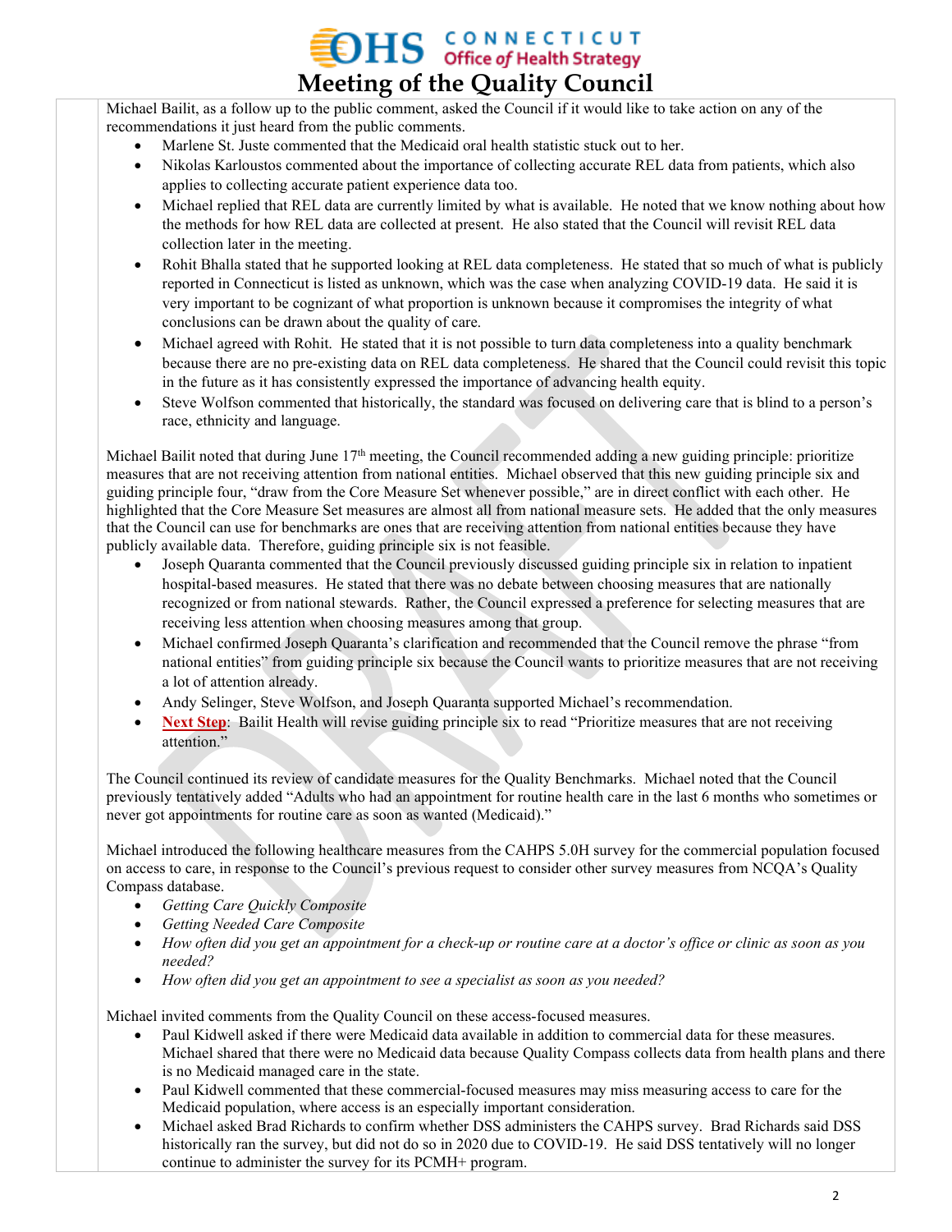Michael Bailit, as a follow up to the public comment, asked the Council if it would like to take action on any of the recommendations it just heard from the public comments.

- Marlene St. Juste commented that the Medicaid oral health statistic stuck out to her.
- Nikolas Karloustos commented about the importance of collecting accurate REL data from patients, which also applies to collecting accurate patient experience data too.
- Michael replied that REL data are currently limited by what is available. He noted that we know nothing about how the methods for how REL data are collected at present. He also stated that the Council will revisit REL data collection later in the meeting.
- Rohit Bhalla stated that he supported looking at REL data completeness. He stated that so much of what is publicly reported in Connecticut is listed as unknown, which was the case when analyzing COVID-19 data. He said it is very important to be cognizant of what proportion is unknown because it compromises the integrity of what conclusions can be drawn about the quality of care.
- Michael agreed with Rohit. He stated that it is not possible to turn data completeness into a quality benchmark because there are no pre-existing data on REL data completeness. He shared that the Council could revisit this topic in the future as it has consistently expressed the importance of advancing health equity.
- Steve Wolfson commented that historically, the standard was focused on delivering care that is blind to a person's race, ethnicity and language.

Michael Bailit noted that during June 17th meeting, the Council recommended adding a new guiding principle: prioritize measures that are not receiving attention from national entities. Michael observed that this new guiding principle six and guiding principle four, "draw from the Core Measure Set whenever possible," are in direct conflict with each other. He highlighted that the Core Measure Set measures are almost all from national measure sets. He added that the only measures that the Council can use for benchmarks are ones that are receiving attention from national entities because they have publicly available data. Therefore, guiding principle six is not feasible.

- Joseph Quaranta commented that the Council previously discussed guiding principle six in relation to inpatient hospital-based measures. He stated that there was no debate between choosing measures that are nationally recognized or from national stewards. Rather, the Council expressed a preference for selecting measures that are receiving less attention when choosing measures among that group.
- Michael confirmed Joseph Quaranta's clarification and recommended that the Council remove the phrase "from national entities" from guiding principle six because the Council wants to prioritize measures that are not receiving a lot of attention already.
- Andy Selinger, Steve Wolfson, and Joseph Quaranta supported Michael's recommendation.
- **Next Step**: Bailit Health will revise guiding principle six to read "Prioritize measures that are not receiving attention."

The Council continued its review of candidate measures for the Quality Benchmarks. Michael noted that the Council previously tentatively added "Adults who had an appointment for routine health care in the last 6 months who sometimes or never got appointments for routine care as soon as wanted (Medicaid)."

Michael introduced the following healthcare measures from the CAHPS 5.0H survey for the commercial population focused on access to care, in response to the Council's previous request to consider other survey measures from NCQA's Quality Compass database.

- *Getting Care Quickly Composite*
- *Getting Needed Care Composite*
- *How often did you get an appointment for a check-up or routine care at a doctor's office or clinic as soon as you needed?*
- *How often did you get an appointment to see a specialist as soon as you needed?*

Michael invited comments from the Quality Council on these access-focused measures.

- Paul Kidwell asked if there were Medicaid data available in addition to commercial data for these measures. Michael shared that there were no Medicaid data because Quality Compass collects data from health plans and there is no Medicaid managed care in the state.
- Paul Kidwell commented that these commercial-focused measures may miss measuring access to care for the Medicaid population, where access is an especially important consideration.
- Michael asked Brad Richards to confirm whether DSS administers the CAHPS survey. Brad Richards said DSS historically ran the survey, but did not do so in 2020 due to COVID-19. He said DSS tentatively will no longer continue to administer the survey for its PCMH+ program.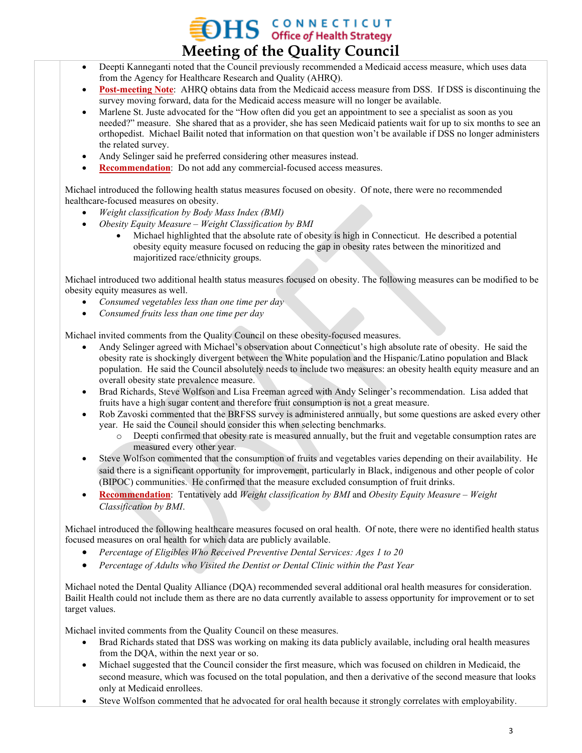- Deepti Kanneganti noted that the Council previously recommended a Medicaid access measure, which uses data from the Agency for Healthcare Research and Quality (AHRQ).
- **Post-meeting Note**: AHRQ obtains data from the Medicaid access measure from DSS. If DSS is discontinuing the survey moving forward, data for the Medicaid access measure will no longer be available.
- Marlene St. Juste advocated for the "How often did you get an appointment to see a specialist as soon as you needed?" measure. She shared that as a provider, she has seen Medicaid patients wait for up to six months to see an orthopedist. Michael Bailit noted that information on that question won't be available if DSS no longer administers the related survey.
- Andy Selinger said he preferred considering other measures instead.
- **Recommendation**: Do not add any commercial-focused access measures.

Michael introduced the following health status measures focused on obesity. Of note, there were no recommended healthcare-focused measures on obesity.

- *Weight classification by Body Mass Index (BMI)*
- *Obesity Equity Measure – Weight Classification by BMI*
  - Michael highlighted that the absolute rate of obesity is high in Connecticut. He described a potential obesity equity measure focused on reducing the gap in obesity rates between the minoritized and majoritized race/ethnicity groups.

Michael introduced two additional health status measures focused on obesity. The following measures can be modified to be obesity equity measures as well.

- *Consumed vegetables less than one time per day*
- *Consumed fruits less than one time per day*

Michael invited comments from the Quality Council on these obesity-focused measures.

- Andy Selinger agreed with Michael's observation about Connecticut's high absolute rate of obesity. He said the obesity rate is shockingly divergent between the White population and the Hispanic/Latino population and Black population. He said the Council absolutely needs to include two measures: an obesity health equity measure and an overall obesity state prevalence measure.
- Brad Richards, Steve Wolfson and Lisa Freeman agreed with Andy Selinger's recommendation. Lisa added that fruits have a high sugar content and therefore fruit consumption is not a great measure.
- Rob Zavoski commented that the BRFSS survey is administered annually, but some questions are asked every other year. He said the Council should consider this when selecting benchmarks.
  - Deepti confirmed that obesity rate is measured annually, but the fruit and vegetable consumption rates are measured every other year.
- Steve Wolfson commented that the consumption of fruits and vegetables varies depending on their availability. He said there is a significant opportunity for improvement, particularly in Black, indigenous and other people of color (BIPOC) communities. He confirmed that the measure excluded consumption of fruit drinks.
- **Recommendation**: Tentatively add *Weight classification by BMI* and *Obesity Equity Measure – Weight Classification by BMI*.

Michael introduced the following healthcare measures focused on oral health. Of note, there were no identified health status focused measures on oral health for which data are publicly available.

- *Percentage of Eligibles Who Received Preventive Dental Services: Ages 1 to 20*
- *Percentage of Adults who Visited the Dentist or Dental Clinic within the Past Year*

Michael noted the Dental Quality Alliance (DQA) recommended several additional oral health measures for consideration. Bailit Health could not include them as there are no data currently available to assess opportunity for improvement or to set target values.

Michael invited comments from the Quality Council on these measures.

- Brad Richards stated that DSS was working on making its data publicly available, including oral health measures from the DQA, within the next year or so.
- Michael suggested that the Council consider the first measure, which was focused on children in Medicaid, the second measure, which was focused on the total population, and then a derivative of the second measure that looks only at Medicaid enrollees.
- Steve Wolfson commented that he advocated for oral health because it strongly correlates with employability.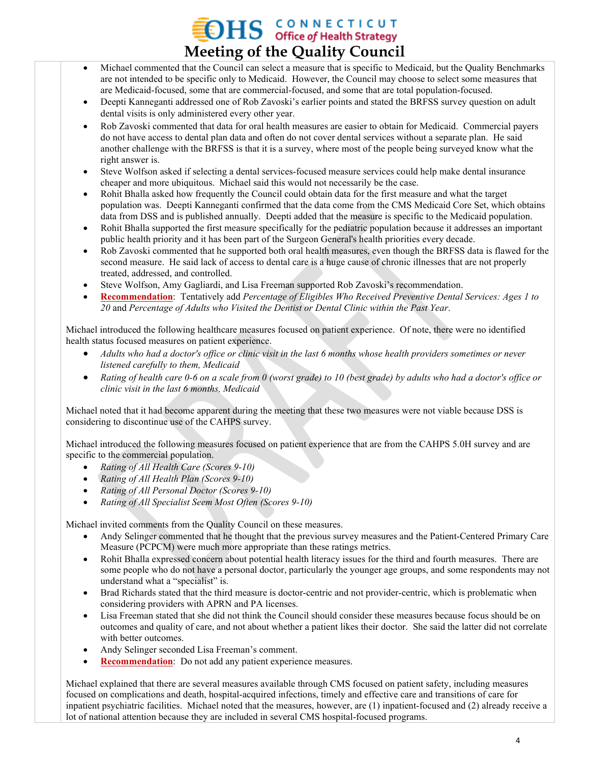- Michael commented that the Council can select a measure that is specific to Medicaid, but the Quality Benchmarks are not intended to be specific only to Medicaid. However, the Council may choose to select some measures that are Medicaid-focused, some that are commercial-focused, and some that are total population-focused.
- Deepti Kanneganti addressed one of Rob Zavoski's earlier points and stated the BRFSS survey question on adult dental visits is only administered every other year.
- Rob Zavoski commented that data for oral health measures are easier to obtain for Medicaid. Commercial payers do not have access to dental plan data and often do not cover dental services without a separate plan. He said another challenge with the BRFSS is that it is a survey, where most of the people being surveyed know what the right answer is.
- Steve Wolfson asked if selecting a dental services-focused measure services could help make dental insurance cheaper and more ubiquitous. Michael said this would not necessarily be the case.
- Rohit Bhalla asked how frequently the Council could obtain data for the first measure and what the target population was. Deepti Kanneganti confirmed that the data come from the CMS Medicaid Core Set, which obtains data from DSS and is published annually. Deepti added that the measure is specific to the Medicaid population.
- Rohit Bhalla supported the first measure specifically for the pediatric population because it addresses an important public health priority and it has been part of the Surgeon General's health priorities every decade.
- Rob Zavoski commented that he supported both oral health measures, even though the BRFSS data is flawed for the second measure. He said lack of access to dental care is a huge cause of chronic illnesses that are not properly treated, addressed, and controlled.
- Steve Wolfson, Amy Gagliardi, and Lisa Freeman supported Rob Zavoski's recommendation.
- **Recommendation**: Tentatively add *Percentage of Eligibles Who Received Preventive Dental Services: Ages 1 to 20* and *Percentage of Adults who Visited the Dentist or Dental Clinic within the Past Year*.

Michael introduced the following healthcare measures focused on patient experience. Of note, there were no identified health status focused measures on patient experience.

- *Adults who had a doctor's office or clinic visit in the last 6 months whose health providers sometimes or never listened carefully to them, Medicaid*
- *Rating of health care 0-6 on a scale from 0 (worst grade) to 10 (best grade) by adults who had a doctor's office or clinic visit in the last 6 months, Medicaid*

Michael noted that it had become apparent during the meeting that these two measures were not viable because DSS is considering to discontinue use of the CAHPS survey.

Michael introduced the following measures focused on patient experience that are from the CAHPS 5.0H survey and are specific to the commercial population.

- *Rating of All Health Care (Scores 9-10)*
- *Rating of All Health Plan (Scores 9-10)*
- *Rating of All Personal Doctor (Scores 9-10)*
- *Rating of All Specialist Seem Most Often (Scores 9-10)*

Michael invited comments from the Quality Council on these measures.

- Andy Selinger commented that he thought that the previous survey measures and the Patient-Centered Primary Care Measure (PCPCM) were much more appropriate than these ratings metrics.
- Rohit Bhalla expressed concern about potential health literacy issues for the third and fourth measures. There are some people who do not have a personal doctor, particularly the younger age groups, and some respondents may not understand what a "specialist" is.
- Brad Richards stated that the third measure is doctor-centric and not provider-centric, which is problematic when considering providers with APRN and PA licenses.
- Lisa Freeman stated that she did not think the Council should consider these measures because focus should be on outcomes and quality of care, and not about whether a patient likes their doctor. She said the latter did not correlate with better outcomes.
- Andy Selinger seconded Lisa Freeman's comment.
- **Recommendation**: Do not add any patient experience measures.

Michael explained that there are several measures available through CMS focused on patient safety, including measures focused on complications and death, hospital-acquired infections, timely and effective care and transitions of care for inpatient psychiatric facilities. Michael noted that the measures, however, are (1) inpatient-focused and (2) already receive a lot of national attention because they are included in several CMS hospital-focused programs.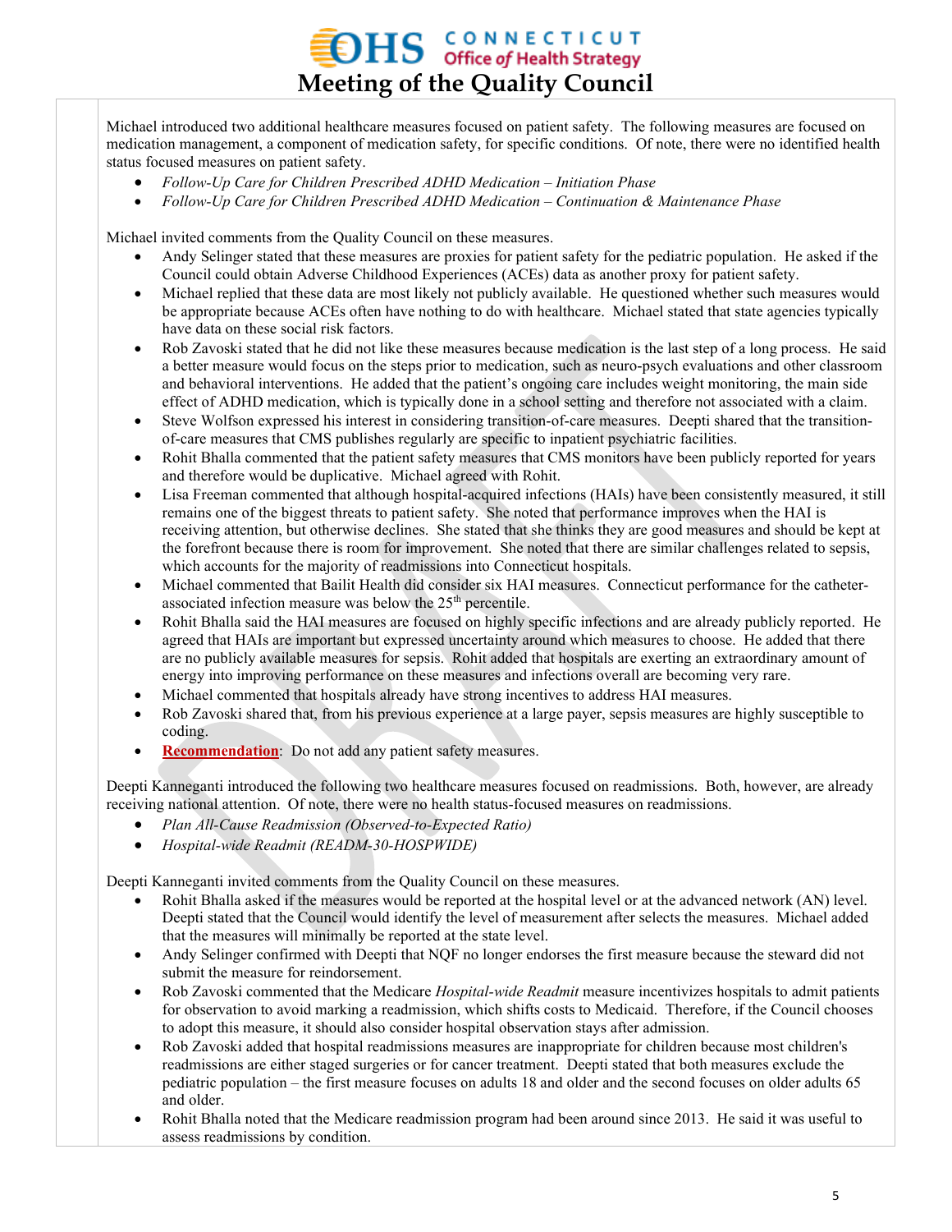Michael introduced two additional healthcare measures focused on patient safety. The following measures are focused on medication management, a component of medication safety, for specific conditions. Of note, there were no identified health status focused measures on patient safety.

- *Follow-Up Care for Children Prescribed ADHD Medication – Initiation Phase*
- *Follow-Up Care for Children Prescribed ADHD Medication – Continuation & Maintenance Phase*

Michael invited comments from the Quality Council on these measures.

- Andy Selinger stated that these measures are proxies for patient safety for the pediatric population. He asked if the Council could obtain Adverse Childhood Experiences (ACEs) data as another proxy for patient safety.
- Michael replied that these data are most likely not publicly available. He questioned whether such measures would be appropriate because ACEs often have nothing to do with healthcare. Michael stated that state agencies typically have data on these social risk factors.
- Rob Zavoski stated that he did not like these measures because medication is the last step of a long process. He said a better measure would focus on the steps prior to medication, such as neuro-psych evaluations and other classroom and behavioral interventions. He added that the patient's ongoing care includes weight monitoring, the main side effect of ADHD medication, which is typically done in a school setting and therefore not associated with a claim.
- Steve Wolfson expressed his interest in considering transition-of-care measures. Deepti shared that the transition-of-care measures that CMS publishes regularly are specific to inpatient psychiatric facilities.
- Rohit Bhalla commented that the patient safety measures that CMS monitors have been publicly reported for years and therefore would be duplicative. Michael agreed with Rohit.
- Lisa Freeman commented that although hospital-acquired infections (HAIs) have been consistently measured, it still remains one of the biggest threats to patient safety. She noted that performance improves when the HAI is receiving attention, but otherwise declines. She stated that she thinks they are good measures and should be kept at the forefront because there is room for improvement. She noted that there are similar challenges related to sepsis, which accounts for the majority of readmissions into Connecticut hospitals.
- Michael commented that Bailit Health did consider six HAI measures. Connecticut performance for the catheter-associated infection measure was below the 25th percentile.
- Rohit Bhalla said the HAI measures are focused on highly specific infections and are already publicly reported. He agreed that HAIs are important but expressed uncertainty around which measures to choose. He added that there are no publicly available measures for sepsis. Rohit added that hospitals are exerting an extraordinary amount of energy into improving performance on these measures and infections overall are becoming very rare.
- Michael commented that hospitals already have strong incentives to address HAI measures.
- Rob Zavoski shared that, from his previous experience at a large payer, sepsis measures are highly susceptible to coding.
- **Recommendation**: Do not add any patient safety measures.

Deepti Kanneganti introduced the following two healthcare measures focused on readmissions. Both, however, are already receiving national attention. Of note, there were no health status-focused measures on readmissions.

- *Plan All-Cause Readmission (Observed-to-Expected Ratio)*
- *Hospital-wide Readmit (READM-30-HOSPWIDE)*

Deepti Kanneganti invited comments from the Quality Council on these measures.

- Rohit Bhalla asked if the measures would be reported at the hospital level or at the advanced network (AN) level. Deepti stated that the Council would identify the level of measurement after selects the measures. Michael added that the measures will minimally be reported at the state level.
- Andy Selinger confirmed with Deepti that NQF no longer endorses the first measure because the steward did not submit the measure for reindorsement.
- Rob Zavoski commented that the Medicare *Hospital-wide Readmit* measure incentivizes hospitals to admit patients for observation to avoid marking a readmission, which shifts costs to Medicaid. Therefore, if the Council chooses to adopt this measure, it should also consider hospital observation stays after admission.
- Rob Zavoski added that hospital readmissions measures are inappropriate for children because most children's readmissions are either staged surgeries or for cancer treatment. Deepti stated that both measures exclude the pediatric population – the first measure focuses on adults 18 and older and the second focuses on older adults 65 and older.
- Rohit Bhalla noted that the Medicare readmission program had been around since 2013. He said it was useful to assess readmissions by condition.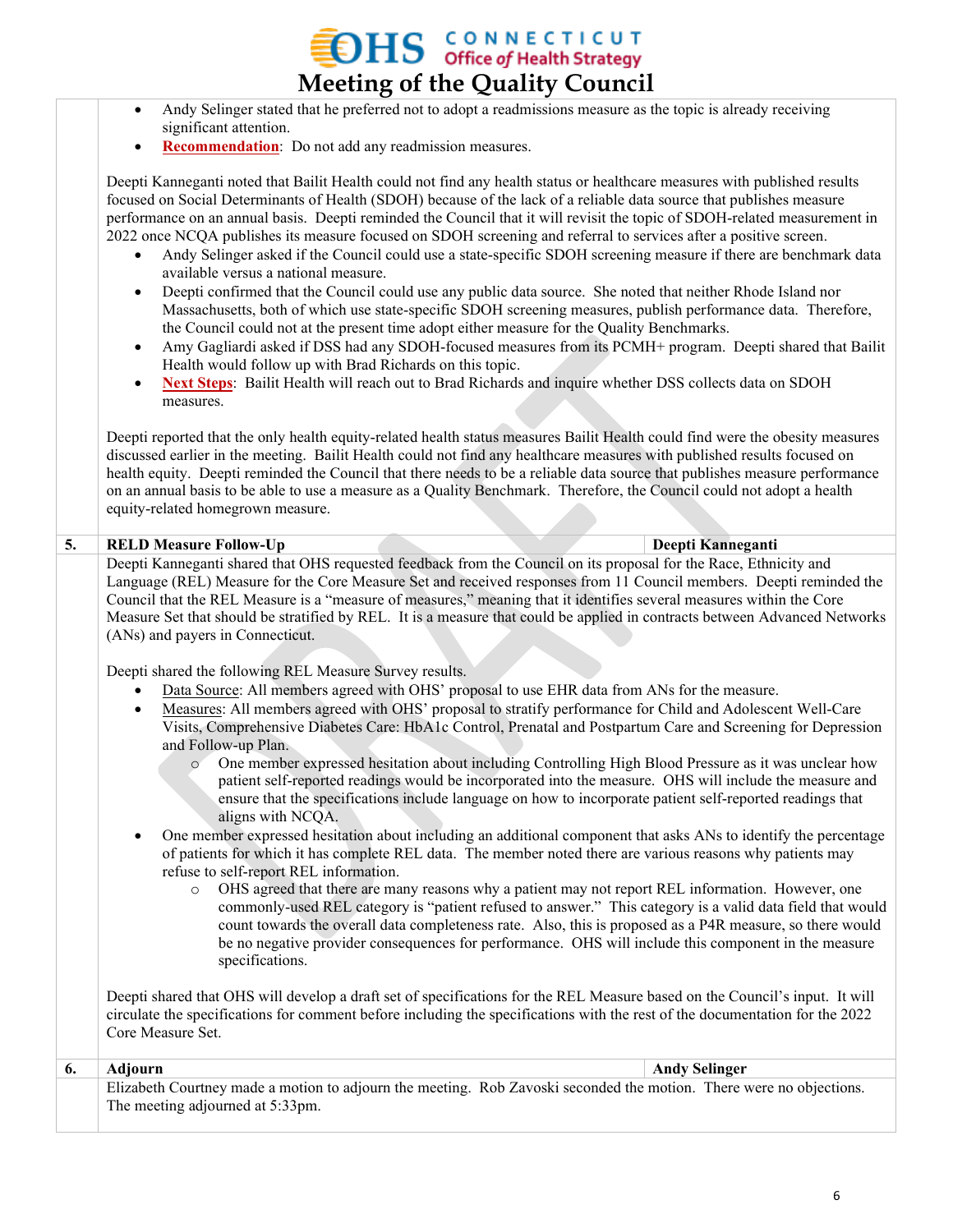- Andy Selinger stated that he preferred not to adopt a readmissions measure as the topic is already receiving significant attention.
- **Recommendation**: Do not add any readmission measures.

Deepti Kanneganti noted that Bailit Health could not find any health status or healthcare measures with published results focused on Social Determinants of Health (SDOH) because of the lack of a reliable data source that publishes measure performance on an annual basis. Deepti reminded the Council that it will revisit the topic of SDOH-related measurement in 2022 once NCQA publishes its measure focused on SDOH screening and referral to services after a positive screen.

- Andy Selinger asked if the Council could use a state-specific SDOH screening measure if there are benchmark data available versus a national measure.
- Deepti confirmed that the Council could use any public data source. She noted that neither Rhode Island nor Massachusetts, both of which use state-specific SDOH screening measures, publish performance data. Therefore, the Council could not at the present time adopt either measure for the Quality Benchmarks.
- Amy Gagliardi asked if DSS had any SDOH-focused measures from its PCMH+ program. Deepti shared that Bailit Health would follow up with Brad Richards on this topic.
- **Next Steps**: Bailit Health will reach out to Brad Richards and inquire whether DSS collects data on SDOH measures.

Deepti reported that the only health equity-related health status measures Bailit Health could find were the obesity measures discussed earlier in the meeting. Bailit Health could not find any healthcare measures with published results focused on health equity. Deepti reminded the Council that there needs to be a reliable data source that publishes measure performance on an annual basis to be able to use a measure as a Quality Benchmark. Therefore, the Council could not adopt a health equity-related homegrown measure.

| | | |
|---|---|---|
| **5.** | **RELD Measure Follow-Up** | **Deepti Kanneganti** |

Deepti Kanneganti shared that OHS requested feedback from the Council on its proposal for the Race, Ethnicity and Language (REL) Measure for the Core Measure Set and received responses from 11 Council members. Deepti reminded the Council that the REL Measure is a "measure of measures," meaning that it identifies several measures within the Core Measure Set that should be stratified by REL. It is a measure that could be applied in contracts between Advanced Networks (ANs) and payers in Connecticut.

Deepti shared the following REL Measure Survey results.

- Data Source: All members agreed with OHS' proposal to use EHR data from ANs for the measure.
- Measures: All members agreed with OHS' proposal to stratify performance for Child and Adolescent Well-Care Visits, Comprehensive Diabetes Care: HbA1c Control, Prenatal and Postpartum Care and Screening for Depression and Follow-up Plan.
  - One member expressed hesitation about including Controlling High Blood Pressure as it was unclear how patient self-reported readings would be incorporated into the measure. OHS will include the measure and ensure that the specifications include language on how to incorporate patient self-reported readings that aligns with NCQA.
- One member expressed hesitation about including an additional component that asks ANs to identify the percentage of patients for which it has complete REL data. The member noted there are various reasons why patients may refuse to self-report REL information.
  - OHS agreed that there are many reasons why a patient may not report REL information. However, one commonly-used REL category is "patient refused to answer." This category is a valid data field that would count towards the overall data completeness rate. Also, this is proposed as a P4R measure, so there would be no negative provider consequences for performance. OHS will include this component in the measure specifications.

Deepti shared that OHS will develop a draft set of specifications for the REL Measure based on the Council's input. It will circulate the specifications for comment before including the specifications with the rest of the documentation for the 2022 Core Measure Set.

| | | |
|---|---|---|
| **6.** | **Adjourn** | **Andy Selinger** |

Elizabeth Courtney made a motion to adjourn the meeting. Rob Zavoski seconded the motion. There were no objections. The meeting adjourned at 5:33pm.